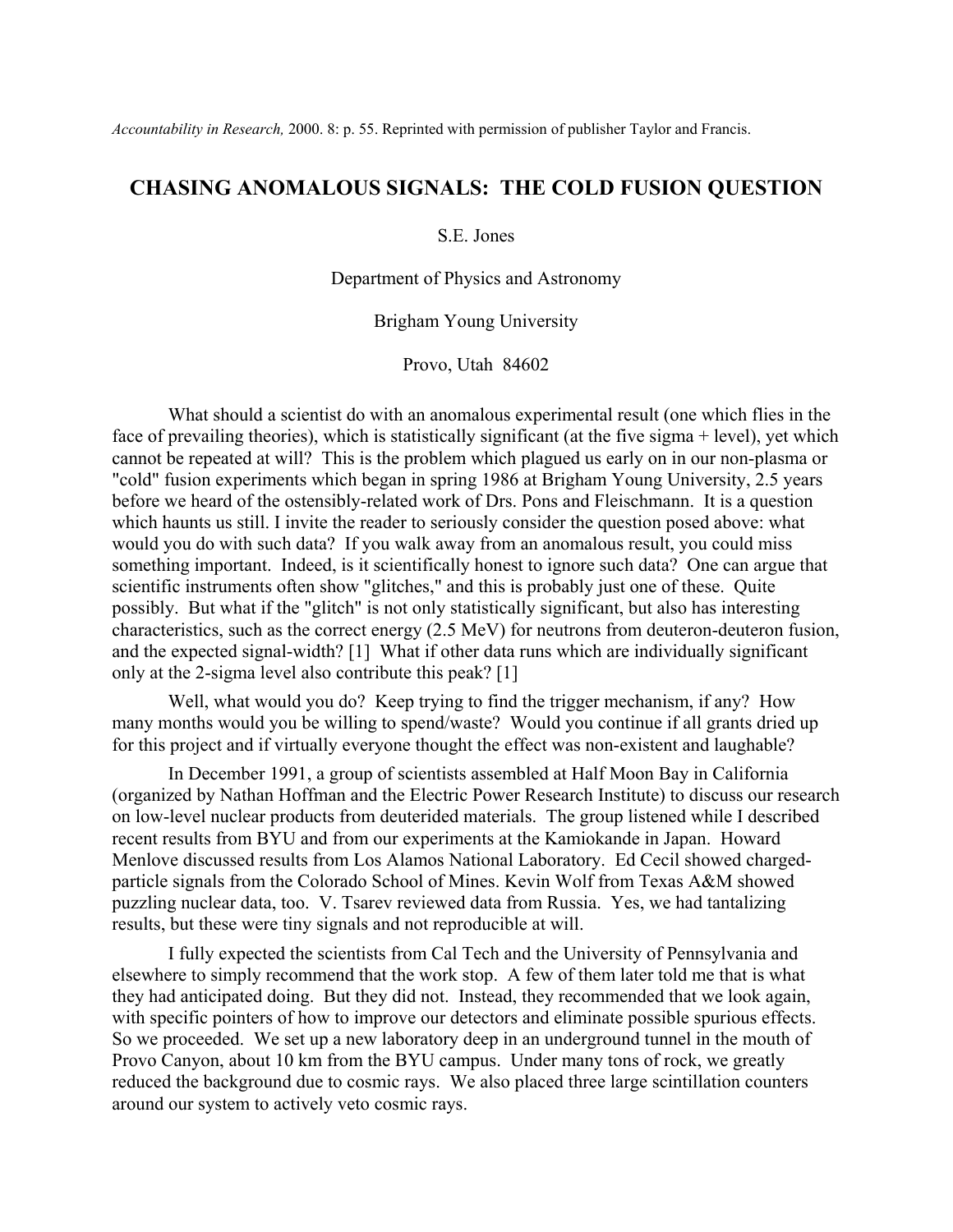*Accountability in Research,* 2000. 8: p. 55. Reprinted with permission of publisher Taylor and Francis.

# CHASING ANOMALOUS SIGNALS: THE COLD FUSION QUESTION

S.E. Jones

Department of Physics and Astronomy

Brigham Young University

Provo, Utah 84602

What should a scientist do with an anomalous experimental result (one which flies in the face of prevailing theories), which is statistically significant (at the five sigma + level), yet which cannot be repeated at will? This is the problem which plagued us early on in our non-plasma or "cold" fusion experiments which began in spring 1986 at Brigham Young University, 2.5 years before we heard of the ostensibly-related work of Drs. Pons and Fleischmann. It is a question which haunts us still. I invite the reader to seriously consider the question posed above: what would you do with such data? If you walk away from an anomalous result, you could miss something important. Indeed, is it scientifically honest to ignore such data? One can argue that scientific instruments often show "glitches," and this is probably just one of these. Quite possibly. But what if the "glitch" is not only statistically significant, but also has interesting characteristics, such as the correct energy (2.5 MeV) for neutrons from deuteron-deuteron fusion, and the expected signal-width? [1] What if other data runs which are individually significant only at the 2-sigma level also contribute this peak? [1]

Well, what would you do? Keep trying to find the trigger mechanism, if any? How many months would you be willing to spend/waste? Would you continue if all grants dried up for this project and if virtually everyone thought the effect was non-existent and laughable?

In December 1991, a group of scientists assembled at Half Moon Bay in California (organized by Nathan Hoffman and the Electric Power Research Institute) to discuss our research on low-level nuclear products from deuterided materials. The group listened while I described recent results from BYU and from our experiments at the Kamiokande in Japan. Howard Menlove discussed results from Los Alamos National Laboratory. Ed Cecil showed charged-particle signals from the Colorado School of Mines. Kevin Wolf from Texas A&M showed puzzling nuclear data, too. V. Tsarev reviewed data from Russia. Yes, we had tantalizing results, but these were tiny signals and not reproducible at will.

I fully expected the scientists from Cal Tech and the University of Pennsylvania and elsewhere to simply recommend that the work stop. A few of them later told me that is what they had anticipated doing. But they did not. Instead, they recommended that we look again, with specific pointers of how to improve our detectors and eliminate possible spurious effects. So we proceeded. We set up a new laboratory deep in an underground tunnel in the mouth of Provo Canyon, about 10 km from the BYU campus. Under many tons of rock, we greatly reduced the background due to cosmic rays. We also placed three large scintillation counters around our system to actively veto cosmic rays.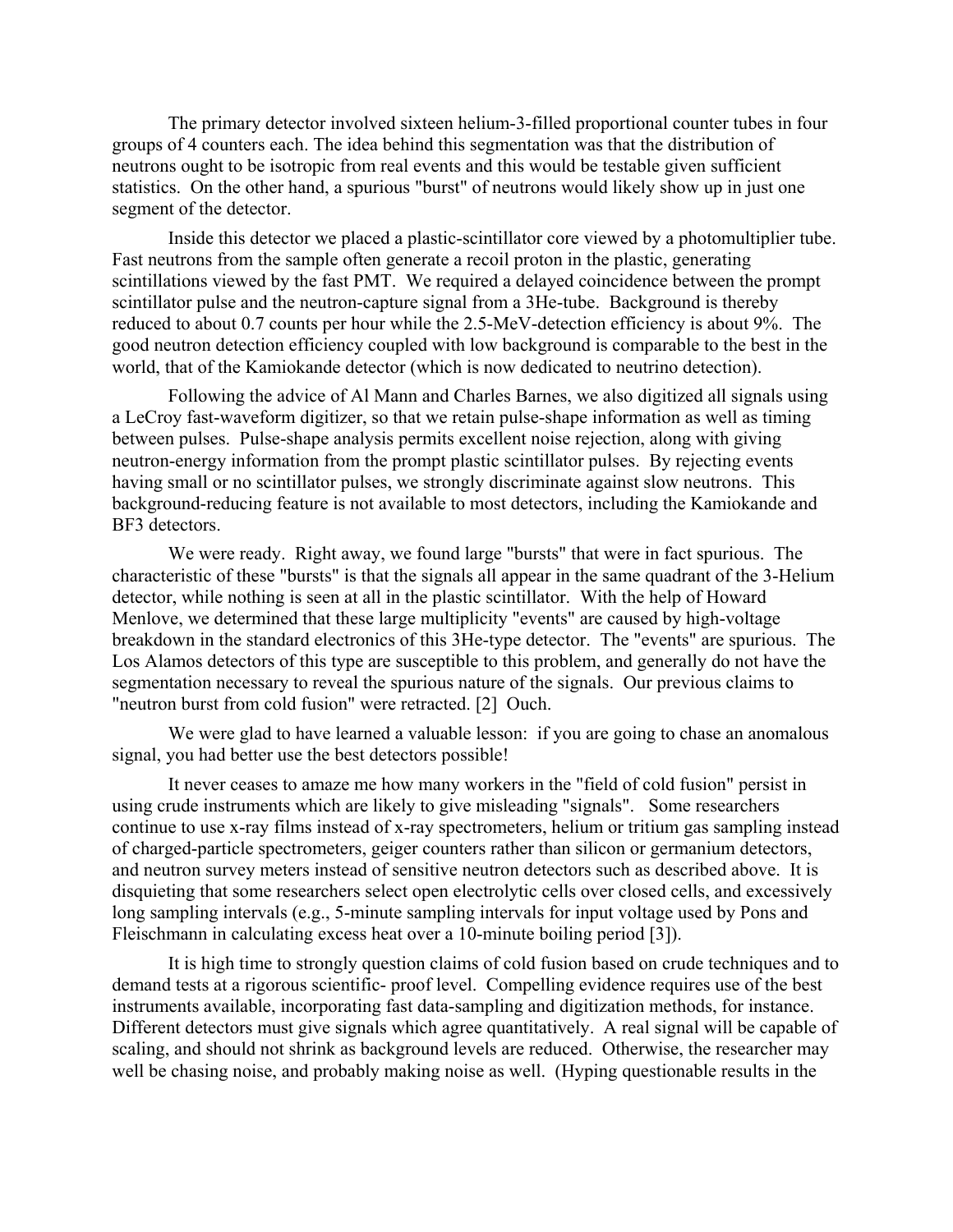The primary detector involved sixteen helium-3-filled proportional counter tubes in four groups of 4 counters each. The idea behind this segmentation was that the distribution of neutrons ought to be isotropic from real events and this would be testable given sufficient statistics. On the other hand, a spurious "burst" of neutrons would likely show up in just one segment of the detector.

Inside this detector we placed a plastic-scintillator core viewed by a photomultiplier tube. Fast neutrons from the sample often generate a recoil proton in the plastic, generating scintillations viewed by the fast PMT. We required a delayed coincidence between the prompt scintillator pulse and the neutron-capture signal from a 3He-tube. Background is thereby reduced to about 0.7 counts per hour while the 2.5-MeV-detection efficiency is about 9%. The good neutron detection efficiency coupled with low background is comparable to the best in the world, that of the Kamiokande detector (which is now dedicated to neutrino detection).

Following the advice of Al Mann and Charles Barnes, we also digitized all signals using a LeCroy fast-waveform digitizer, so that we retain pulse-shape information as well as timing between pulses. Pulse-shape analysis permits excellent noise rejection, along with giving neutron-energy information from the prompt plastic scintillator pulses. By rejecting events having small or no scintillator pulses, we strongly discriminate against slow neutrons. This background-reducing feature is not available to most detectors, including the Kamiokande and BF3 detectors.

We were ready. Right away, we found large "bursts" that were in fact spurious. The characteristic of these "bursts" is that the signals all appear in the same quadrant of the 3-Helium detector, while nothing is seen at all in the plastic scintillator. With the help of Howard Menlove, we determined that these large multiplicity "events" are caused by high-voltage breakdown in the standard electronics of this 3He-type detector. The "events" are spurious. The Los Alamos detectors of this type are susceptible to this problem, and generally do not have the segmentation necessary to reveal the spurious nature of the signals. Our previous claims to "neutron burst from cold fusion" were retracted. [2] Ouch.

We were glad to have learned a valuable lesson: if you are going to chase an anomalous signal, you had better use the best detectors possible!

It never ceases to amaze me how many workers in the "field of cold fusion" persist in using crude instruments which are likely to give misleading "signals". Some researchers continue to use x-ray films instead of x-ray spectrometers, helium or tritium gas sampling instead of charged-particle spectrometers, geiger counters rather than silicon or germanium detectors, and neutron survey meters instead of sensitive neutron detectors such as described above. It is disquieting that some researchers select open electrolytic cells over closed cells, and excessively long sampling intervals (e.g., 5-minute sampling intervals for input voltage used by Pons and Fleischmann in calculating excess heat over a 10-minute boiling period [3]).

It is high time to strongly question claims of cold fusion based on crude techniques and to demand tests at a rigorous scientific- proof level. Compelling evidence requires use of the best instruments available, incorporating fast data-sampling and digitization methods, for instance. Different detectors must give signals which agree quantitatively. A real signal will be capable of scaling, and should not shrink as background levels are reduced. Otherwise, the researcher may well be chasing noise, and probably making noise as well. (Hyping questionable results in the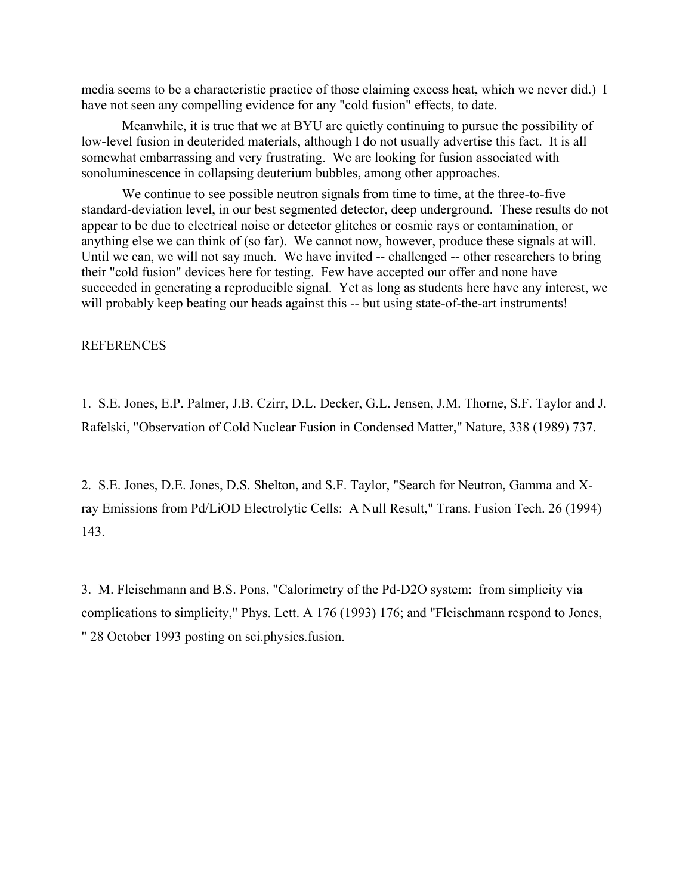media seems to be a characteristic practice of those claiming excess heat, which we never did.) I have not seen any compelling evidence for any "cold fusion" effects, to date.

Meanwhile, it is true that we at BYU are quietly continuing to pursue the possibility of low-level fusion in deuterided materials, although I do not usually advertise this fact. It is all somewhat embarrassing and very frustrating. We are looking for fusion associated with sonoluminescence in collapsing deuterium bubbles, among other approaches.

We continue to see possible neutron signals from time to time, at the three-to-five standard-deviation level, in our best segmented detector, deep underground. These results do not appear to be due to electrical noise or detector glitches or cosmic rays or contamination, or anything else we can think of (so far). We cannot now, however, produce these signals at will. Until we can, we will not say much. We have invited -- challenged -- other researchers to bring their "cold fusion" devices here for testing. Few have accepted our offer and none have succeeded in generating a reproducible signal. Yet as long as students here have any interest, we will probably keep beating our heads against this -- but using state-of-the-art instruments!

REFERENCES

1. S.E. Jones, E.P. Palmer, J.B. Czirr, D.L. Decker, G.L. Jensen, J.M. Thorne, S.F. Taylor and J. Rafelski, "Observation of Cold Nuclear Fusion in Condensed Matter," Nature, 338 (1989) 737.

2. S.E. Jones, D.E. Jones, D.S. Shelton, and S.F. Taylor, "Search for Neutron, Gamma and X-ray Emissions from Pd/LiOD Electrolytic Cells: A Null Result," Trans. Fusion Tech. 26 (1994) 143.

3. M. Fleischmann and B.S. Pons, "Calorimetry of the Pd-D2O system: from simplicity via complications to simplicity," Phys. Lett. A 176 (1993) 176; and "Fleischmann respond to Jones, " 28 October 1993 posting on sci.physics.fusion.